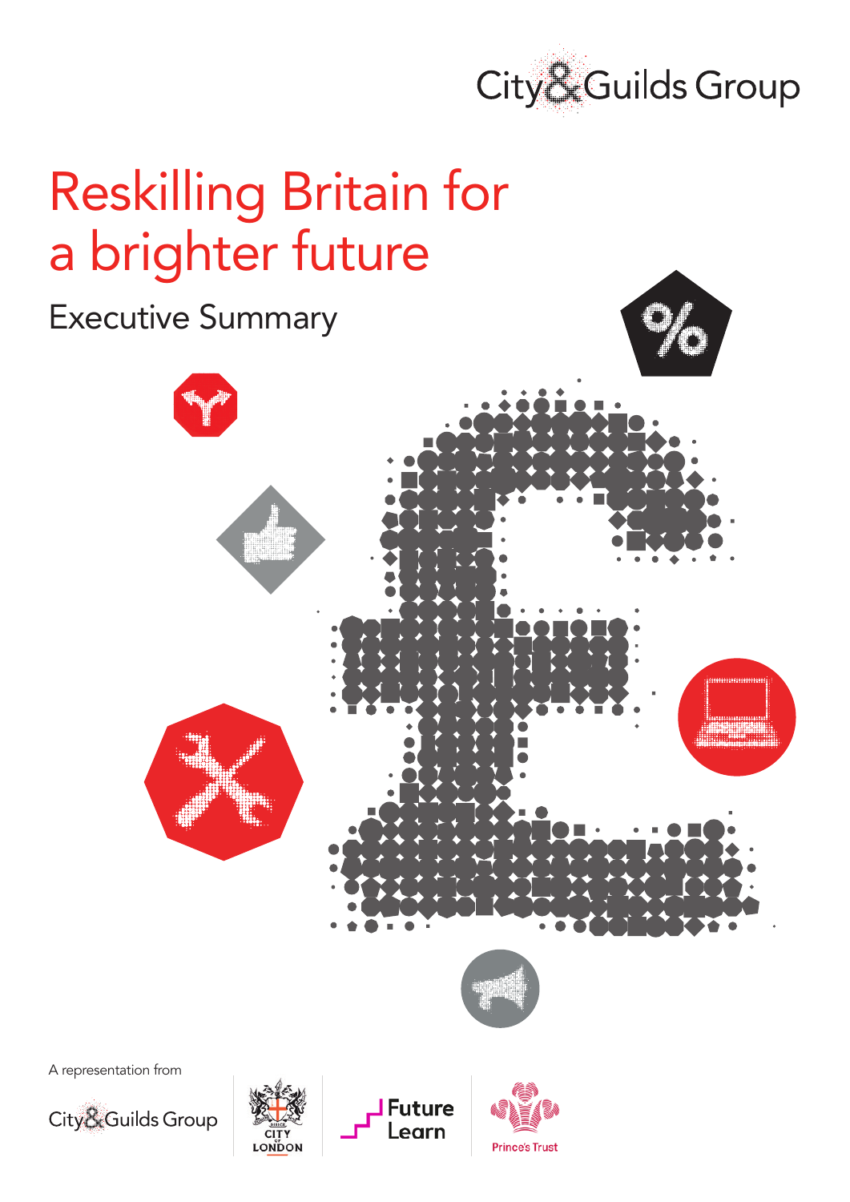City & Guilds Group

# Reskilling Britain for a brighter future

## Executive Summary

A representation from

City & Guilds Group

City of London

Future Learn

Prince's Trust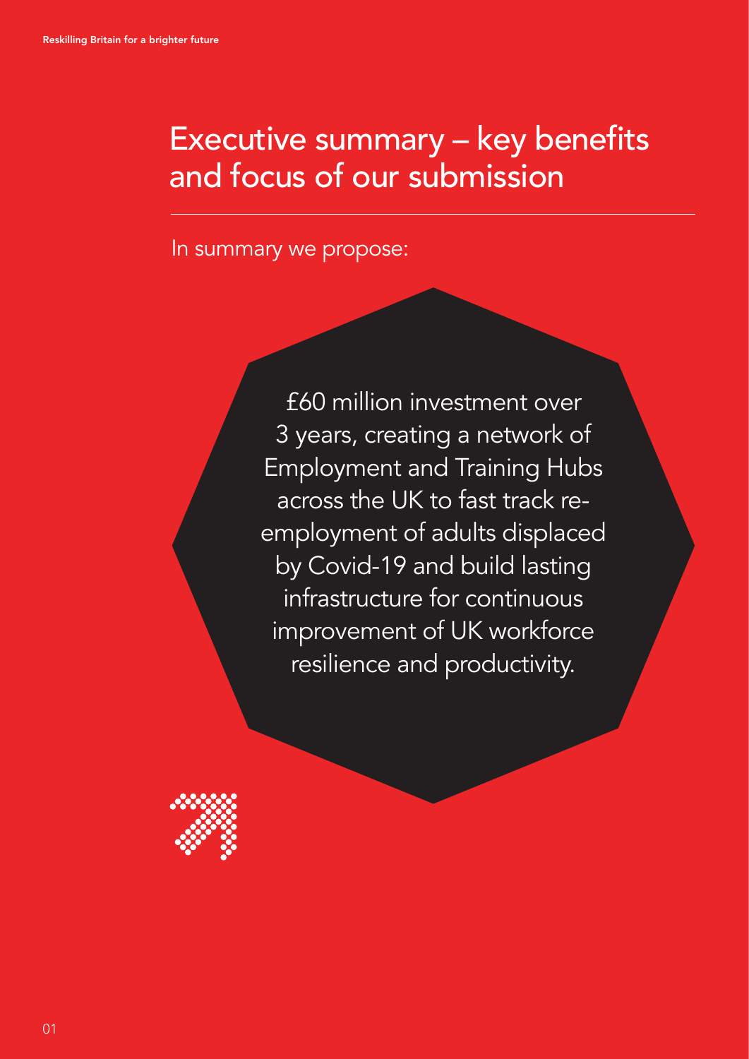# Executive summary – key benefits and focus of our submission

In summary we propose:

£60 million investment over 3 years, creating a network of Employment and Training Hubs across the UK to fast track re-employment of adults displaced by Covid-19 and build lasting infrastructure for continuous improvement of UK workforce resilience and productivity.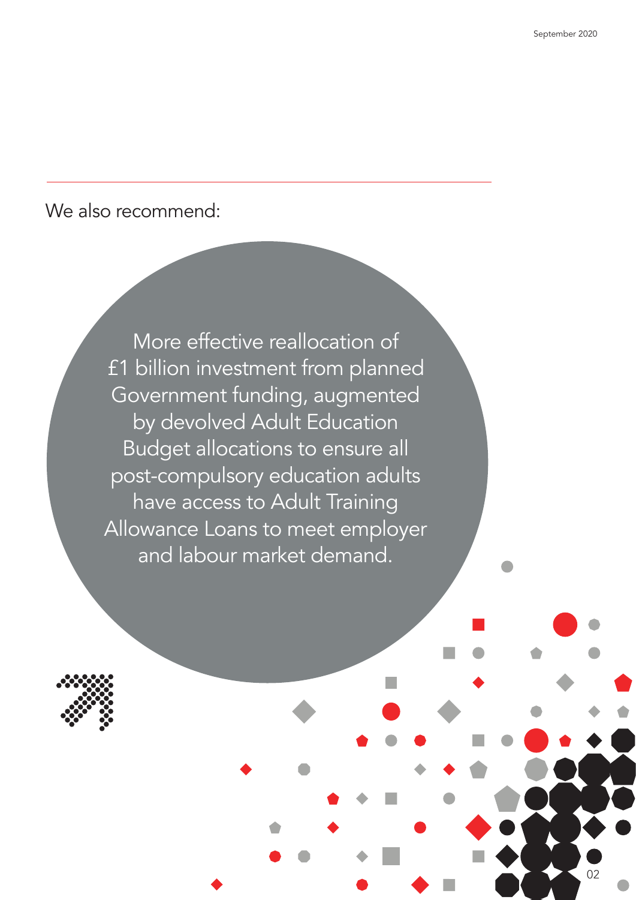We also recommend:

More effective reallocation of £1 billion investment from planned Government funding, augmented by devolved Adult Education Budget allocations to ensure all post-compulsory education adults have access to Adult Training Allowance Loans to meet employer and labour market demand.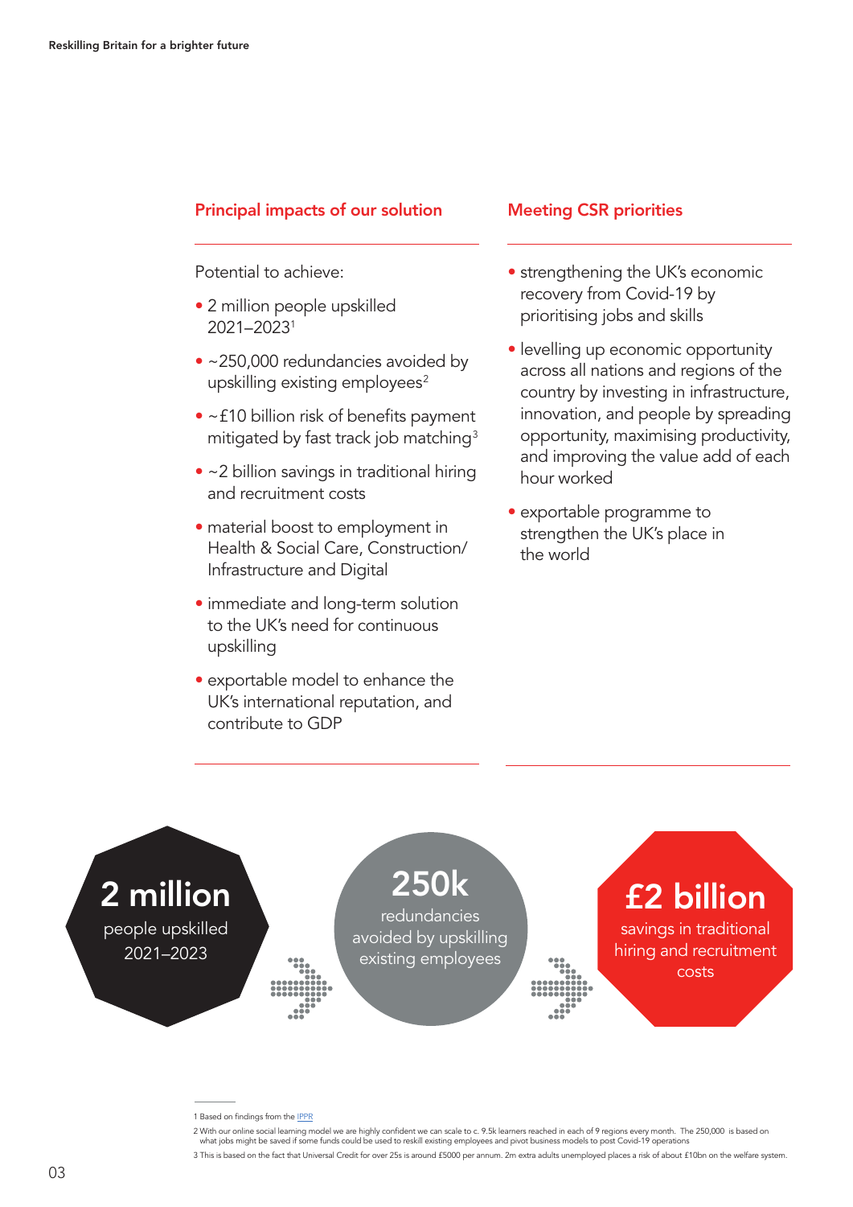## Principal impacts of our solution

Potential to achieve:

- 2 million people upskilled 2021–2023[1]
- ~250,000 redundancies avoided by upskilling existing employees[2]
- ~£10 billion risk of benefits payment mitigated by fast track job matching[3]
- ~2 billion savings in traditional hiring and recruitment costs
- material boost to employment in Health & Social Care, Construction/ Infrastructure and Digital
- immediate and long-term solution to the UK's need for continuous upskilling
- exportable model to enhance the UK's international reputation, and contribute to GDP

## Meeting CSR priorities

- strengthening the UK's economic recovery from Covid-19 by prioritising jobs and skills
- levelling up economic opportunity across all nations and regions of the country by investing in infrastructure, innovation, and people by spreading opportunity, maximising productivity, and improving the value add of each hour worked
- exportable programme to strengthen the UK's place in the world

**2 million**
people upskilled 2021–2023

**250k**
redundancies avoided by upskilling existing employees

**£2 billion**
savings in traditional hiring and recruitment costs

---

1 Based on findings from the IPPR

2 With our online social learning model we are highly confident we can scale to c. 9.5k learners reached in each of 9 regions every month. The 250,000 is based on what jobs might be saved if some funds could be used to reskill existing employees and pivot business models to post Covid-19 operations

3 This is based on the fact that Universal Credit for over 25s is around £5000 per annum. 2m extra adults unemployed places a risk of about £10bn on the welfare system.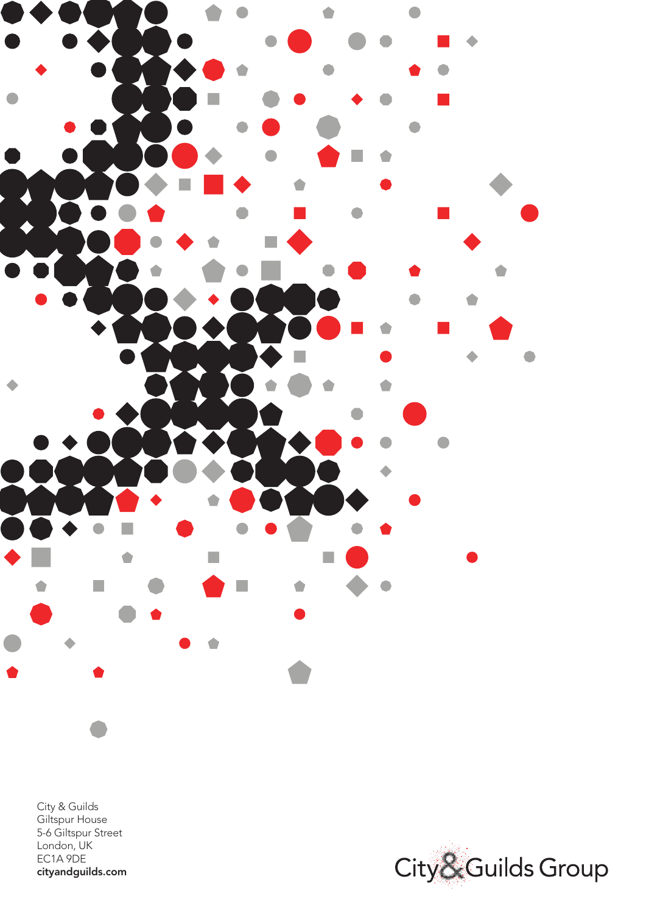City & Guilds
Giltspur House
5-6 Giltspur Street
London, UK
EC1A 9DE
**cityandguilds.com**

City & Guilds Group